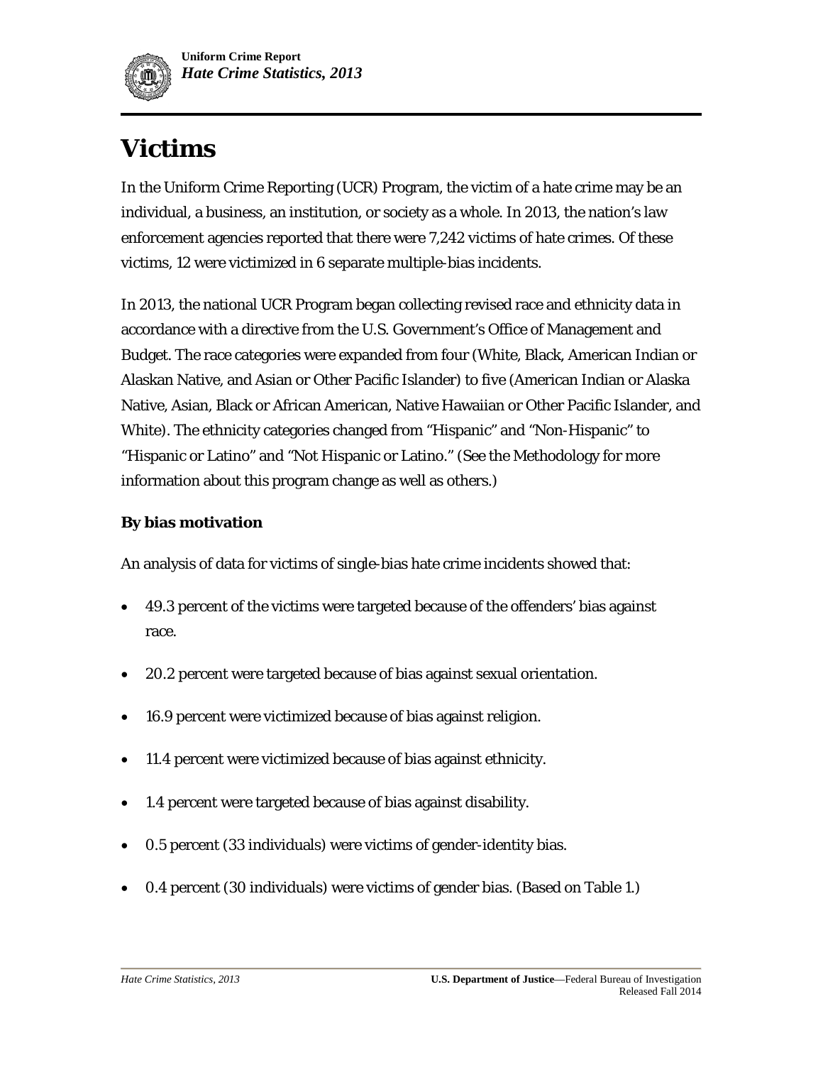# Victims

In the Uniform Crime Reporting (UCR) Program, the victim of a hate crime may be an individual, a business, an institution, or society as a whole. In 2013, the nation's law enforcement agencies reported that there were 7,242 victims of hate crimes. Of these victims, 12 were victimized in 6 separate multiple-bias incidents.

In 2013, the national UCR Program began collecting revised race and ethnicity data in accordance with a directive from the U.S. Government's Office of Management and Budget. The race categories were expanded from four (White, Black, American Indian or Alaskan Native, and Asian or Other Pacific Islander) to five (American Indian or Alaska Native, Asian, Black or African American, Native Hawaiian or Other Pacific Islander, and White). The ethnicity categories changed from "Hispanic" and "Non-Hispanic" to "Hispanic or Latino" and "Not Hispanic or Latino." (See the Methodology for more information about this program change as well as others.)

### By bias motivation

An analysis of data for victims of single-bias hate crime incidents showed that:

- 49.3 percent of the victims were targeted because of the offenders' bias against race.
- 20.2 percent were targeted because of bias against sexual orientation.
- 16.9 percent were victimized because of bias against religion.
- 11.4 percent were victimized because of bias against ethnicity.
- 1.4 percent were targeted because of bias against disability.
- 0.5 percent (33 individuals) were victims of gender-identity bias.
- 0.4 percent (30 individuals) were victims of gender bias. (Based on Table 1.)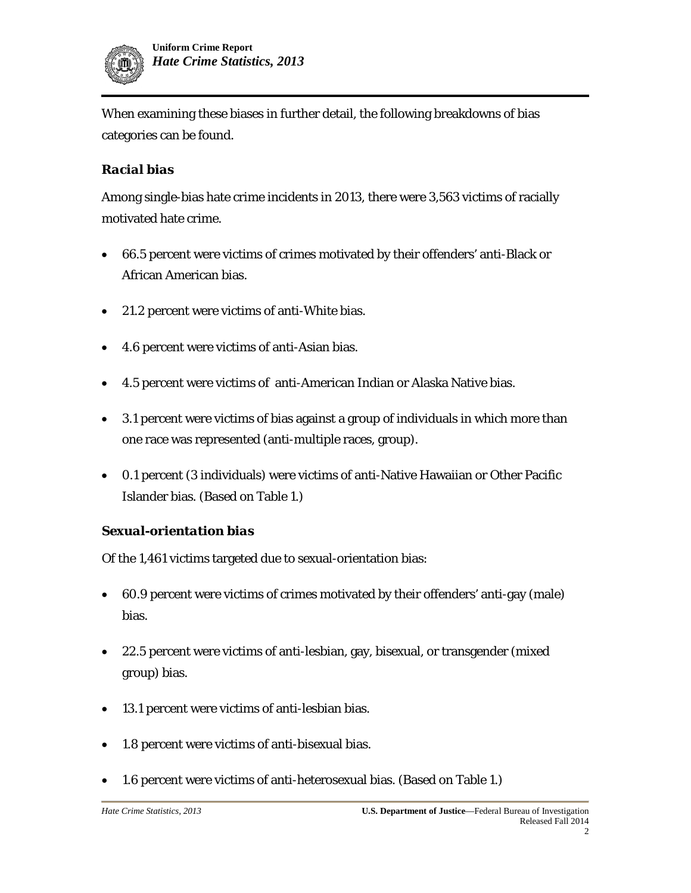When examining these biases in further detail, the following breakdowns of bias categories can be found.

### Racial bias

Among single-bias hate crime incidents in 2013, there were 3,563 victims of racially motivated hate crime.

- 66.5 percent were victims of crimes motivated by their offenders' anti-Black or African American bias.
- 21.2 percent were victims of anti-White bias.
- 4.6 percent were victims of anti-Asian bias.
- 4.5 percent were victims of anti-American Indian or Alaska Native bias.
- 3.1 percent were victims of bias against a group of individuals in which more than one race was represented (anti-multiple races, group).
- 0.1 percent (3 individuals) were victims of anti-Native Hawaiian or Other Pacific Islander bias. (Based on Table 1.)

### Sexual-orientation bias

Of the 1,461 victims targeted due to sexual-orientation bias:

- 60.9 percent were victims of crimes motivated by their offenders' anti-gay (male) bias.
- 22.5 percent were victims of anti-lesbian, gay, bisexual, or transgender (mixed group) bias.
- 13.1 percent were victims of anti-lesbian bias.
- 1.8 percent were victims of anti-bisexual bias.
- 1.6 percent were victims of anti-heterosexual bias. (Based on Table 1.)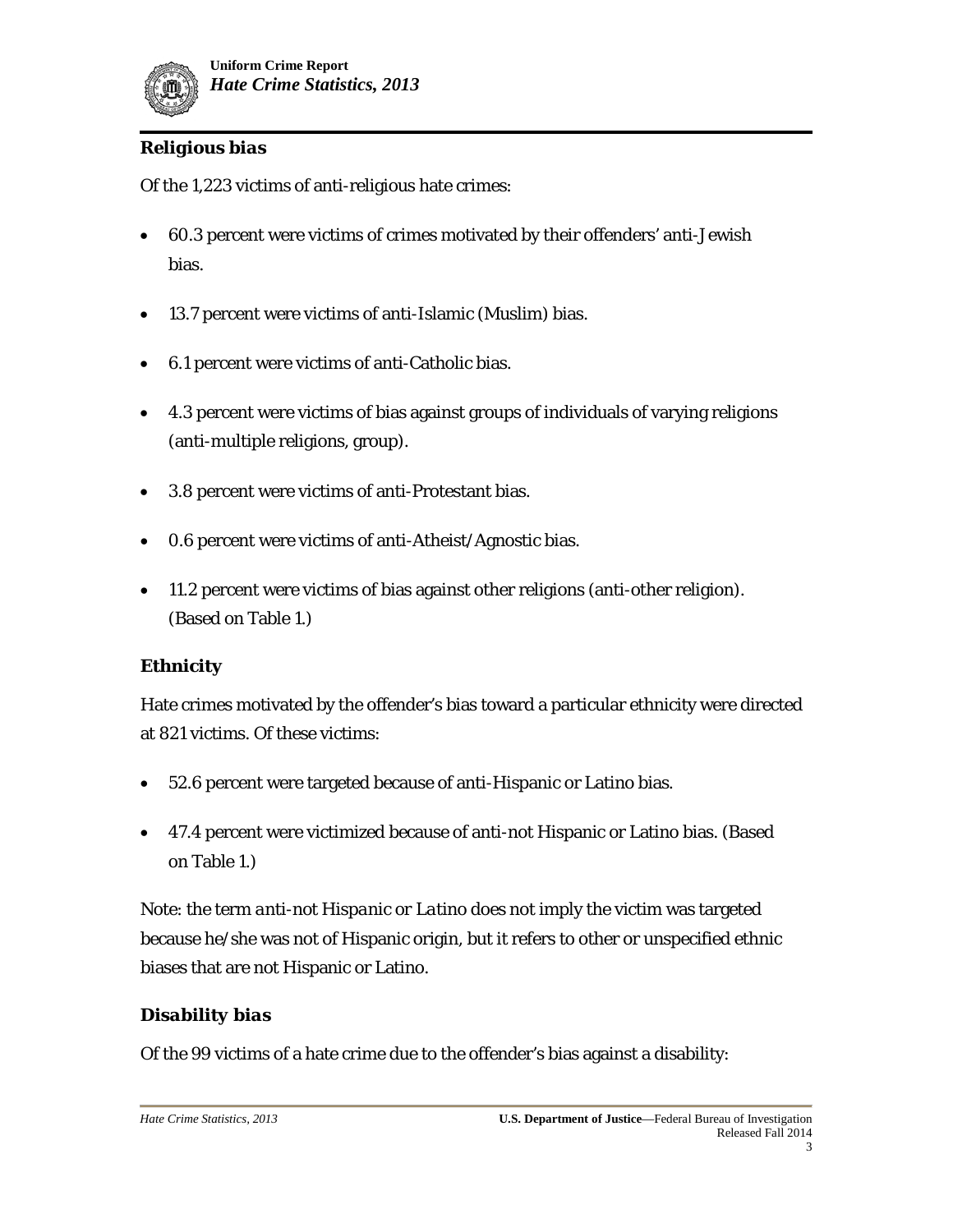### Religious bias

Of the 1,223 victims of anti-religious hate crimes:

- 60.3 percent were victims of crimes motivated by their offenders' anti-Jewish bias.
- 13.7 percent were victims of anti-Islamic (Muslim) bias.
- 6.1 percent were victims of anti-Catholic bias.
- 4.3 percent were victims of bias against groups of individuals of varying religions (anti-multiple religions, group).
- 3.8 percent were victims of anti-Protestant bias.
- 0.6 percent were victims of anti-Atheist/Agnostic bias.
- 11.2 percent were victims of bias against other religions (anti-other religion). (Based on Table 1.)

### Ethnicity

Hate crimes motivated by the offender's bias toward a particular ethnicity were directed at 821 victims. Of these victims:

- 52.6 percent were targeted because of anti-Hispanic or Latino bias.
- 47.4 percent were victimized because of anti-not Hispanic or Latino bias. (Based on Table 1.)

*Note: the term anti-not Hispanic or Latino does not imply the victim was targeted because he/she was not of Hispanic origin, but it refers to other or unspecified ethnic biases that are not Hispanic or Latino.*

### Disability bias

Of the 99 victims of a hate crime due to the offender's bias against a disability: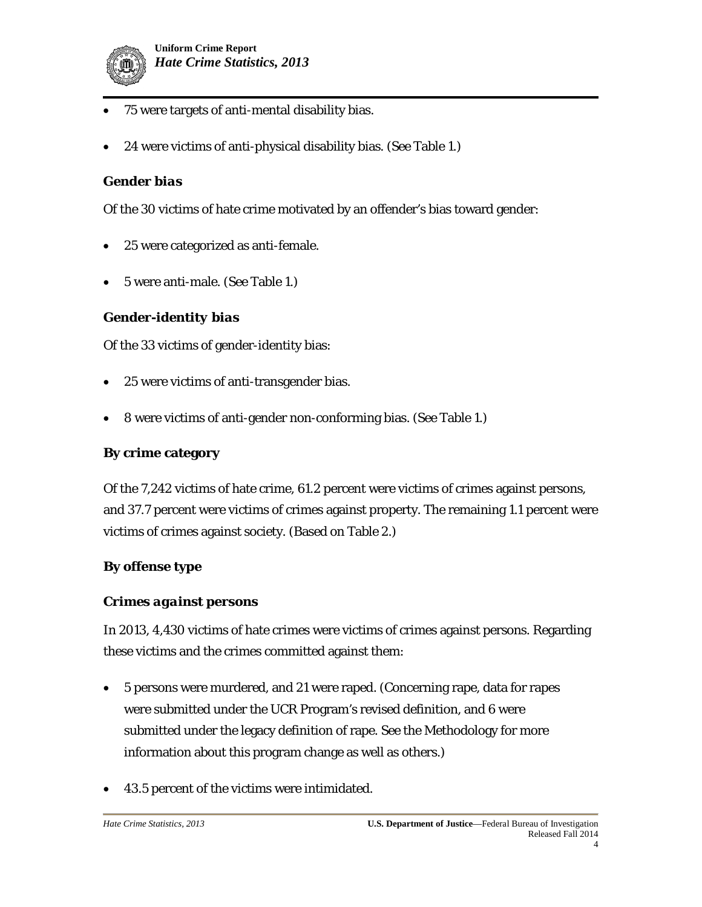- 75 were targets of anti-mental disability bias.
- 24 were victims of anti-physical disability bias. (See Table 1.)

### *Gender bias*

Of the 30 victims of hate crime motivated by an offender's bias toward gender:

- 25 were categorized as anti-female.
- 5 were anti-male. (See Table 1.)

### *Gender-identity bias*

Of the 33 victims of gender-identity bias:

- 25 were victims of anti-transgender bias.
- 8 were victims of anti-gender non-conforming bias. (See Table 1.)

## By crime category

Of the 7,242 victims of hate crime, 61.2 percent were victims of crimes against persons, and 37.7 percent were victims of crimes against property. The remaining 1.1 percent were victims of crimes against society. (Based on Table 2.)

## By offense type

### *Crimes against persons*

In 2013, 4,430 victims of hate crimes were victims of crimes against persons. Regarding these victims and the crimes committed against them:

- 5 persons were murdered, and 21 were raped. (Concerning rape, data for rapes were submitted under the UCR Program's revised definition, and 6 were submitted under the legacy definition of rape. See the Methodology for more information about this program change as well as others.)
- 43.5 percent of the victims were intimidated.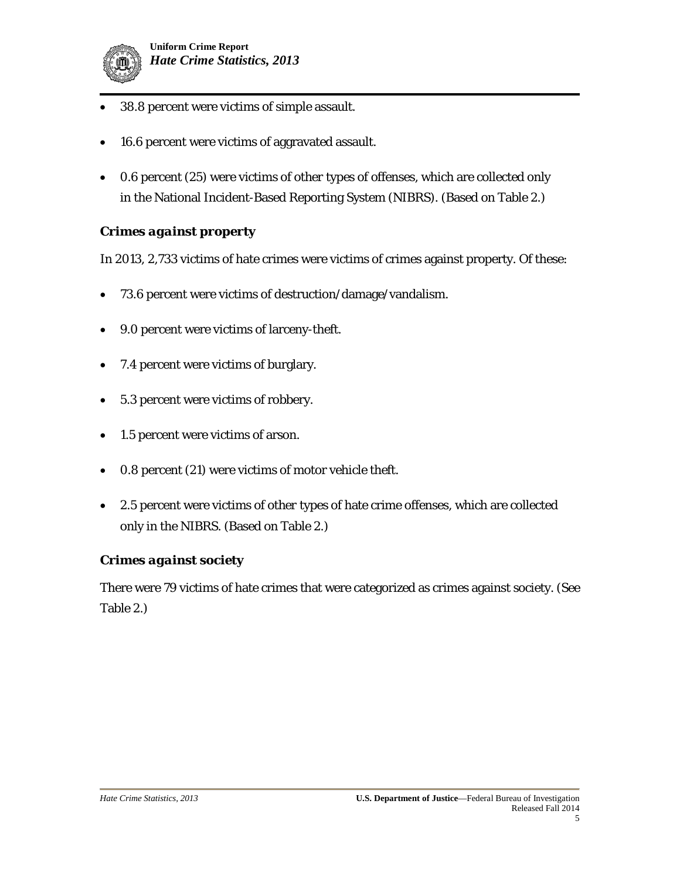- 38.8 percent were victims of simple assault.
- 16.6 percent were victims of aggravated assault.
- 0.6 percent (25) were victims of other types of offenses, which are collected only in the National Incident-Based Reporting System (NIBRS). (Based on Table 2.)

### *Crimes against property*

In 2013, 2,733 victims of hate crimes were victims of crimes against property. Of these:

- 73.6 percent were victims of destruction/damage/vandalism.
- 9.0 percent were victims of larceny-theft.
- 7.4 percent were victims of burglary.
- 5.3 percent were victims of robbery.
- 1.5 percent were victims of arson.
- 0.8 percent (21) were victims of motor vehicle theft.
- 2.5 percent were victims of other types of hate crime offenses, which are collected only in the NIBRS. (Based on Table 2.)

### *Crimes against society*

There were 79 victims of hate crimes that were categorized as crimes against society. (See Table 2.)